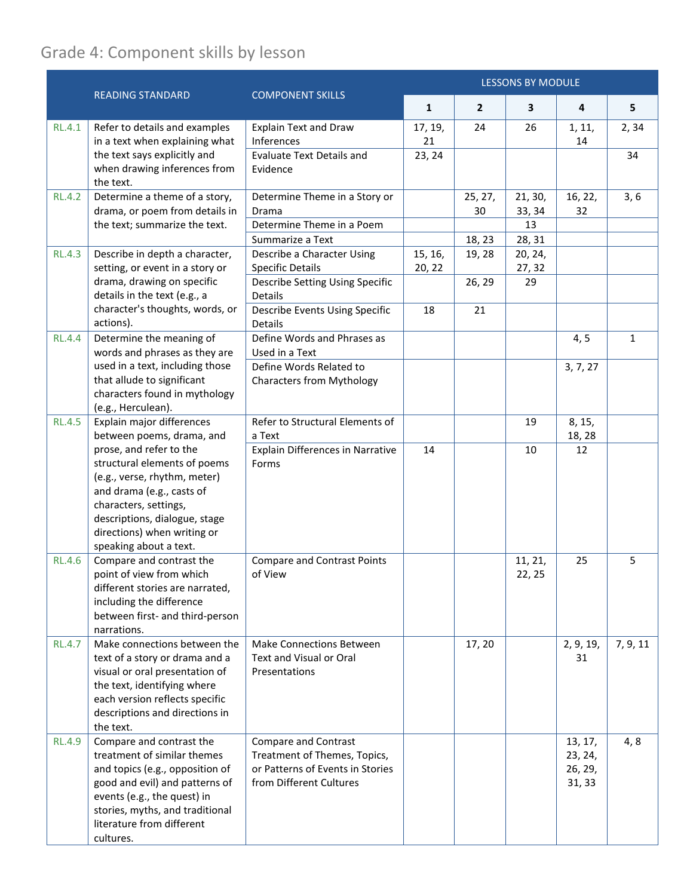# Grade 4: Component skills by lesson

| | READING STANDARD | COMPONENT SKILLS | LESSONS BY MODULE | | | | |
|---|---|---|---|---|---|---|---|
| | | | 1 | 2 | 3 | 4 | 5 |
| RL.4.1 | Refer to details and examples in a text when explaining what the text says explicitly and when drawing inferences from the text. | Explain Text and Draw Inferences | 17, 19, 21 | 24 | 26 | 1, 11, 14 | 2, 34 |
| | | Evaluate Text Details and Evidence | 23, 24 | | | | 34 |
| RL.4.2 | Determine a theme of a story, drama, or poem from details in the text; summarize the text. | Determine Theme in a Story or Drama | | 25, 27, 30 | 21, 30, 33, 34 | 16, 22, 32 | 3, 6 |
| | | Determine Theme in a Poem | | | 13 | | |
| | | Summarize a Text | | 18, 23 | 28, 31 | | |
| RL.4.3 | Describe in depth a character, setting, or event in a story or drama, drawing on specific details in the text (e.g., a character's thoughts, words, or actions). | Describe a Character Using Specific Details | 15, 16, 20, 22 | 19, 28 | 20, 24, 27, 32 | | |
| | | Describe Setting Using Specific Details | | 26, 29 | 29 | | |
| | | Describe Events Using Specific Details | 18 | 21 | | | |
| RL.4.4 | Determine the meaning of words and phrases as they are used in a text, including those that allude to significant characters found in mythology (e.g., Herculean). | Define Words and Phrases as Used in a Text | | | | 4, 5 | 1 |
| | | Define Words Related to Characters from Mythology | | | | 3, 7, 27 | |
| RL.4.5 | Explain major differences between poems, drama, and prose, and refer to the structural elements of poems (e.g., verse, rhythm, meter) and drama (e.g., casts of characters, settings, descriptions, dialogue, stage directions) when writing or speaking about a text. | Refer to Structural Elements of a Text | | | 19 | 8, 15, 18, 28 | |
| | | Explain Differences in Narrative Forms | 14 | | 10 | 12 | |
| RL.4.6 | Compare and contrast the point of view from which different stories are narrated, including the difference between first- and third-person narrations. | Compare and Contrast Points of View | | | 11, 21, 22, 25 | 25 | 5 |
| RL.4.7 | Make connections between the text of a story or drama and a visual or oral presentation of the text, identifying where each version reflects specific descriptions and directions in the text. | Make Connections Between Text and Visual or Oral Presentations | | 17, 20 | | 2, 9, 19, 31 | 7, 9, 11 |
| RL.4.9 | Compare and contrast the treatment of similar themes and topics (e.g., opposition of good and evil) and patterns of events (e.g., the quest) in stories, myths, and traditional literature from different cultures. | Compare and Contrast Treatment of Themes, Topics, or Patterns of Events in Stories from Different Cultures | | | | 13, 17, 23, 24, 26, 29, 31, 33 | 4, 8 |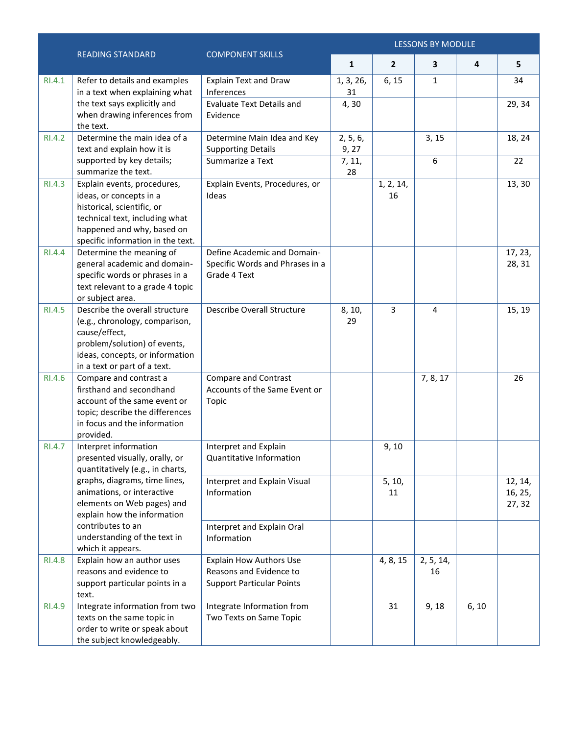| | READING STANDARD | COMPONENT SKILLS | LESSONS BY MODULE | | | | |
|---|---|---|---|---|---|---|---|
| | | | 1 | 2 | 3 | 4 | 5 |
| RI.4.1 | Refer to details and examples in a text when explaining what the text says explicitly and when drawing inferences from the text. | Explain Text and Draw Inferences | 1, 3, 26, 31 | 6, 15 | 1 | | 34 |
| | | Evaluate Text Details and Evidence | 4, 30 | | | | 29, 34 |
| RI.4.2 | Determine the main idea of a text and explain how it is supported by key details; summarize the text. | Determine Main Idea and Key Supporting Details | 2, 5, 6, 9, 27 | | 3, 15 | | 18, 24 |
| | | Summarize a Text | 7, 11, 28 | | 6 | | 22 |
| RI.4.3 | Explain events, procedures, ideas, or concepts in a historical, scientific, or technical text, including what happened and why, based on specific information in the text. | Explain Events, Procedures, or Ideas | | 1, 2, 14, 16 | | | 13, 30 |
| RI.4.4 | Determine the meaning of general academic and domain-specific words or phrases in a text relevant to a grade 4 topic or subject area. | Define Academic and Domain-Specific Words and Phrases in a Grade 4 Text | | | | | 17, 23, 28, 31 |
| RI.4.5 | Describe the overall structure (e.g., chronology, comparison, cause/effect, problem/solution) of events, ideas, concepts, or information in a text or part of a text. | Describe Overall Structure | 8, 10, 29 | 3 | 4 | | 15, 19 |
| RI.4.6 | Compare and contrast a firsthand and secondhand account of the same event or topic; describe the differences in focus and the information provided. | Compare and Contrast Accounts of the Same Event or Topic | | | 7, 8, 17 | | 26 |
| RI.4.7 | Interpret information presented visually, orally, or quantitatively (e.g., in charts, graphs, diagrams, time lines, animations, or interactive elements on Web pages) and explain how the information contributes to an understanding of the text in which it appears. | Interpret and Explain Quantitative Information | | 9, 10 | | | |
| | | Interpret and Explain Visual Information | | 5, 10, 11 | | | 12, 14, 16, 25, 27, 32 |
| | | Interpret and Explain Oral Information | | | | | |
| RI.4.8 | Explain how an author uses reasons and evidence to support particular points in a text. | Explain How Authors Use Reasons and Evidence to Support Particular Points | | 4, 8, 15 | 2, 5, 14, 16 | | |
| RI.4.9 | Integrate information from two texts on the same topic in order to write or speak about the subject knowledgeably. | Integrate Information from Two Texts on Same Topic | | 31 | 9, 18 | 6, 10 | |